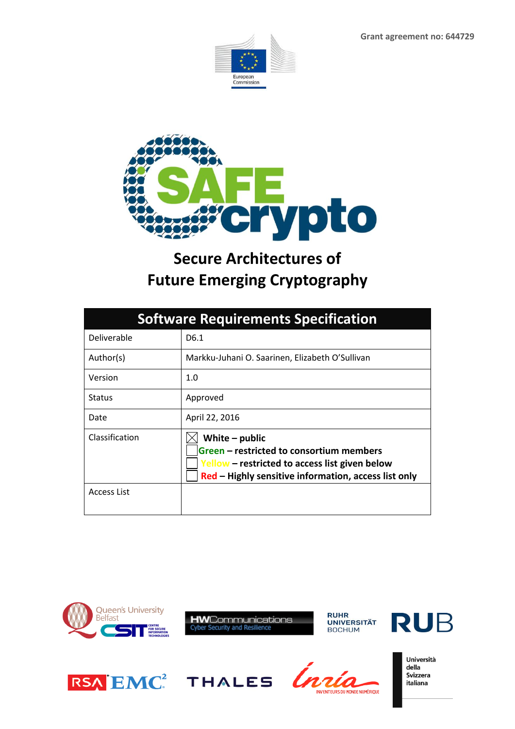Grant agreement no: 644729

# SAFEcrypto

## Secure Architectures of Future Emerging Cryptography

| Software Requirements Specification | |
|---|---|
| Deliverable | D6.1 |
| Author(s) | Markku-Juhani O. Saarinen, Elizabeth O'Sullivan |
| Version | 1.0 |
| Status | Approved |
| Date | April 22, 2016 |
| Classification | ☒ **White – public**<br>☐ **Green – restricted to consortium members**<br>☐ **Yellow – restricted to access list given below**<br>☐ **Red – Highly sensitive information, access list only** |
| Access List | |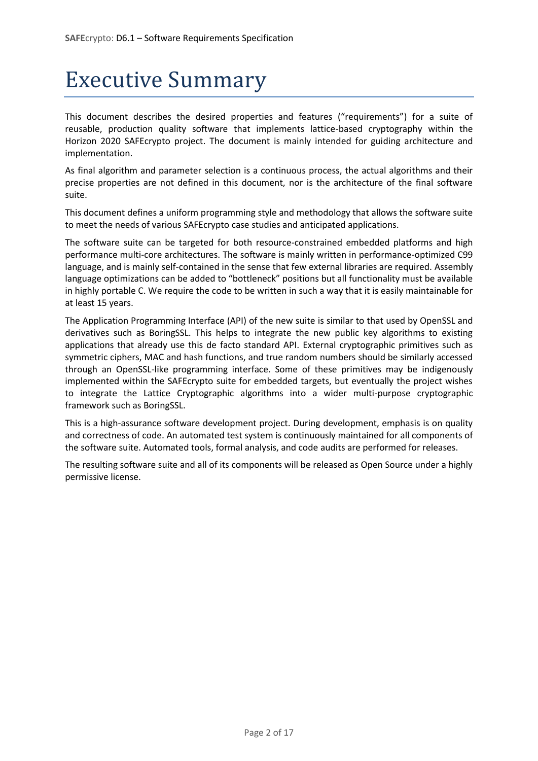# Executive Summary

This document describes the desired properties and features ("requirements") for a suite of reusable, production quality software that implements lattice-based cryptography within the Horizon 2020 SAFEcrypto project. The document is mainly intended for guiding architecture and implementation.

As final algorithm and parameter selection is a continuous process, the actual algorithms and their precise properties are not defined in this document, nor is the architecture of the final software suite.

This document defines a uniform programming style and methodology that allows the software suite to meet the needs of various SAFEcrypto case studies and anticipated applications.

The software suite can be targeted for both resource-constrained embedded platforms and high performance multi-core architectures. The software is mainly written in performance-optimized C99 language, and is mainly self-contained in the sense that few external libraries are required. Assembly language optimizations can be added to "bottleneck" positions but all functionality must be available in highly portable C. We require the code to be written in such a way that it is easily maintainable for at least 15 years.

The Application Programming Interface (API) of the new suite is similar to that used by OpenSSL and derivatives such as BoringSSL. This helps to integrate the new public key algorithms to existing applications that already use this de facto standard API. External cryptographic primitives such as symmetric ciphers, MAC and hash functions, and true random numbers should be similarly accessed through an OpenSSL-like programming interface. Some of these primitives may be indigenously implemented within the SAFEcrypto suite for embedded targets, but eventually the project wishes to integrate the Lattice Cryptographic algorithms into a wider multi-purpose cryptographic framework such as BoringSSL.

This is a high-assurance software development project. During development, emphasis is on quality and correctness of code. An automated test system is continuously maintained for all components of the software suite. Automated tools, formal analysis, and code audits are performed for releases.

The resulting software suite and all of its components will be released as Open Source under a highly permissive license.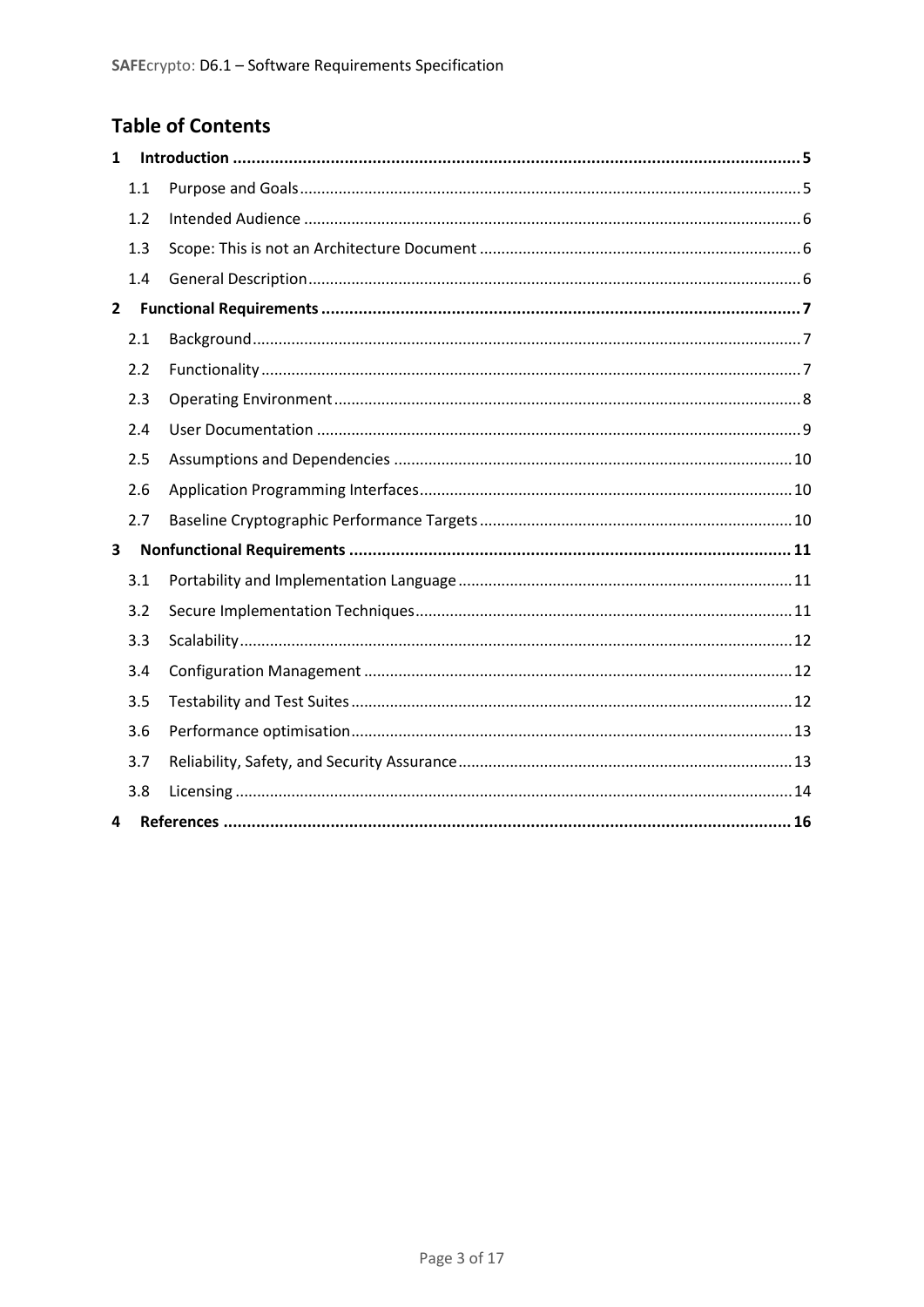## Table of Contents

- **1 Introduction ... 5**
  - 1.1 Purpose and Goals ... 5
  - 1.2 Intended Audience ... 6
  - 1.3 Scope: This is not an Architecture Document ... 6
  - 1.4 General Description ... 6
- **2 Functional Requirements ... 7**
  - 2.1 Background ... 7
  - 2.2 Functionality ... 7
  - 2.3 Operating Environment ... 8
  - 2.4 User Documentation ... 9
  - 2.5 Assumptions and Dependencies ... 10
  - 2.6 Application Programming Interfaces ... 10
  - 2.7 Baseline Cryptographic Performance Targets ... 10
- **3 Nonfunctional Requirements ... 11**
  - 3.1 Portability and Implementation Language ... 11
  - 3.2 Secure Implementation Techniques ... 11
  - 3.3 Scalability ... 12
  - 3.4 Configuration Management ... 12
  - 3.5 Testability and Test Suites ... 12
  - 3.6 Performance optimisation ... 13
  - 3.7 Reliability, Safety, and Security Assurance ... 13
  - 3.8 Licensing ... 14
- **4 References ... 16**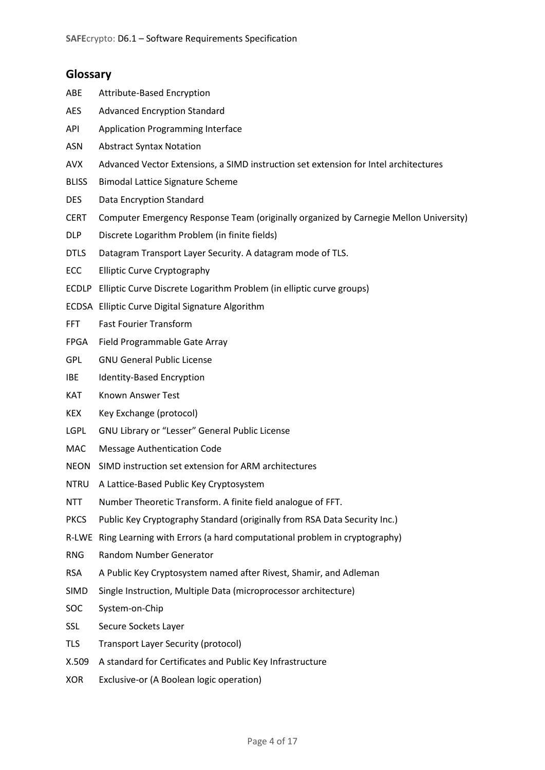## Glossary

| | |
|---|---|
| ABE | Attribute-Based Encryption |
| AES | Advanced Encryption Standard |
| API | Application Programming Interface |
| ASN | Abstract Syntax Notation |
| AVX | Advanced Vector Extensions, a SIMD instruction set extension for Intel architectures |
| BLISS | Bimodal Lattice Signature Scheme |
| DES | Data Encryption Standard |
| CERT | Computer Emergency Response Team (originally organized by Carnegie Mellon University) |
| DLP | Discrete Logarithm Problem (in finite fields) |
| DTLS | Datagram Transport Layer Security. A datagram mode of TLS. |
| ECC | Elliptic Curve Cryptography |
| ECDLP | Elliptic Curve Discrete Logarithm Problem (in elliptic curve groups) |
| ECDSA | Elliptic Curve Digital Signature Algorithm |
| FFT | Fast Fourier Transform |
| FPGA | Field Programmable Gate Array |
| GPL | GNU General Public License |
| IBE | Identity-Based Encryption |
| KAT | Known Answer Test |
| KEX | Key Exchange (protocol) |
| LGPL | GNU Library or "Lesser" General Public License |
| MAC | Message Authentication Code |
| NEON | SIMD instruction set extension for ARM architectures |
| NTRU | A Lattice-Based Public Key Cryptosystem |
| NTT | Number Theoretic Transform. A finite field analogue of FFT. |
| PKCS | Public Key Cryptography Standard (originally from RSA Data Security Inc.) |
| R-LWE | Ring Learning with Errors (a hard computational problem in cryptography) |
| RNG | Random Number Generator |
| RSA | A Public Key Cryptosystem named after Rivest, Shamir, and Adleman |
| SIMD | Single Instruction, Multiple Data (microprocessor architecture) |
| SOC | System-on-Chip |
| SSL | Secure Sockets Layer |
| TLS | Transport Layer Security (protocol) |
| X.509 | A standard for Certificates and Public Key Infrastructure |
| XOR | Exclusive-or (A Boolean logic operation) |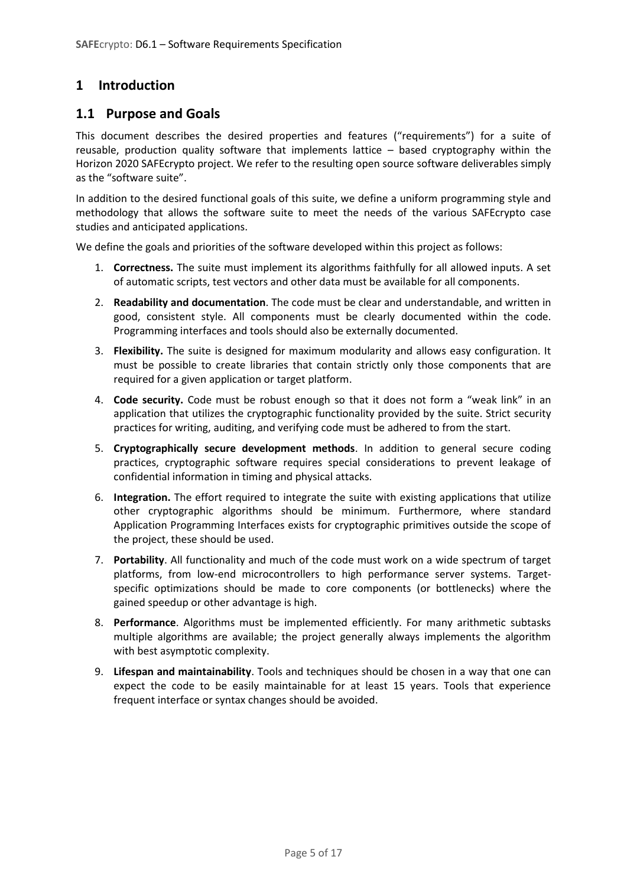# 1 Introduction

## 1.1 Purpose and Goals

This document describes the desired properties and features ("requirements") for a suite of reusable, production quality software that implements lattice – based cryptography within the Horizon 2020 SAFEcrypto project. We refer to the resulting open source software deliverables simply as the "software suite".

In addition to the desired functional goals of this suite, we define a uniform programming style and methodology that allows the software suite to meet the needs of the various SAFEcrypto case studies and anticipated applications.

We define the goals and priorities of the software developed within this project as follows:

1. **Correctness.** The suite must implement its algorithms faithfully for all allowed inputs. A set of automatic scripts, test vectors and other data must be available for all components.
2. **Readability and documentation**. The code must be clear and understandable, and written in good, consistent style. All components must be clearly documented within the code. Programming interfaces and tools should also be externally documented.
3. **Flexibility.** The suite is designed for maximum modularity and allows easy configuration. It must be possible to create libraries that contain strictly only those components that are required for a given application or target platform.
4. **Code security.** Code must be robust enough so that it does not form a "weak link" in an application that utilizes the cryptographic functionality provided by the suite. Strict security practices for writing, auditing, and verifying code must be adhered to from the start.
5. **Cryptographically secure development methods**. In addition to general secure coding practices, cryptographic software requires special considerations to prevent leakage of confidential information in timing and physical attacks.
6. **Integration.** The effort required to integrate the suite with existing applications that utilize other cryptographic algorithms should be minimum. Furthermore, where standard Application Programming Interfaces exists for cryptographic primitives outside the scope of the project, these should be used.
7. **Portability**. All functionality and much of the code must work on a wide spectrum of target platforms, from low-end microcontrollers to high performance server systems. Target-specific optimizations should be made to core components (or bottlenecks) where the gained speedup or other advantage is high.
8. **Performance**. Algorithms must be implemented efficiently. For many arithmetic subtasks multiple algorithms are available; the project generally always implements the algorithm with best asymptotic complexity.
9. **Lifespan and maintainability**. Tools and techniques should be chosen in a way that one can expect the code to be easily maintainable for at least 15 years. Tools that experience frequent interface or syntax changes should be avoided.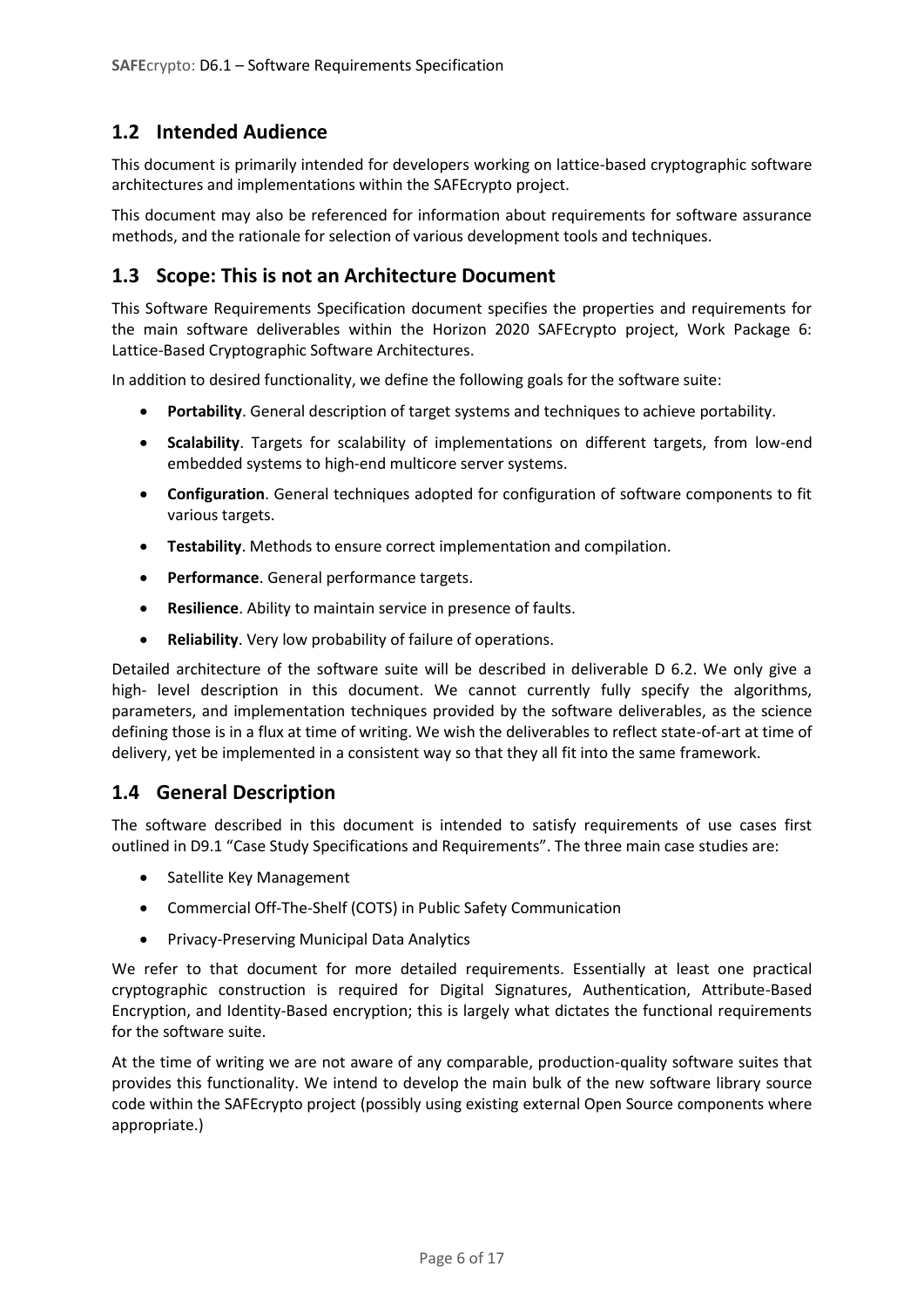## 1.2 Intended Audience

This document is primarily intended for developers working on lattice-based cryptographic software architectures and implementations within the SAFEcrypto project.

This document may also be referenced for information about requirements for software assurance methods, and the rationale for selection of various development tools and techniques.

## 1.3 Scope: This is not an Architecture Document

This Software Requirements Specification document specifies the properties and requirements for the main software deliverables within the Horizon 2020 SAFEcrypto project, Work Package 6: Lattice-Based Cryptographic Software Architectures.

In addition to desired functionality, we define the following goals for the software suite:

- **Portability**. General description of target systems and techniques to achieve portability.
- **Scalability**. Targets for scalability of implementations on different targets, from low-end embedded systems to high-end multicore server systems.
- **Configuration**. General techniques adopted for configuration of software components to fit various targets.
- **Testability**. Methods to ensure correct implementation and compilation.
- **Performance**. General performance targets.
- **Resilience**. Ability to maintain service in presence of faults.
- **Reliability**. Very low probability of failure of operations.

Detailed architecture of the software suite will be described in deliverable D 6.2. We only give a high- level description in this document. We cannot currently fully specify the algorithms, parameters, and implementation techniques provided by the software deliverables, as the science defining those is in a flux at time of writing. We wish the deliverables to reflect state-of-art at time of delivery, yet be implemented in a consistent way so that they all fit into the same framework.

## 1.4 General Description

The software described in this document is intended to satisfy requirements of use cases first outlined in D9.1 "Case Study Specifications and Requirements". The three main case studies are:

- Satellite Key Management
- Commercial Off-The-Shelf (COTS) in Public Safety Communication
- Privacy-Preserving Municipal Data Analytics

We refer to that document for more detailed requirements. Essentially at least one practical cryptographic construction is required for Digital Signatures, Authentication, Attribute-Based Encryption, and Identity-Based encryption; this is largely what dictates the functional requirements for the software suite.

At the time of writing we are not aware of any comparable, production-quality software suites that provides this functionality. We intend to develop the main bulk of the new software library source code within the SAFEcrypto project (possibly using existing external Open Source components where appropriate.)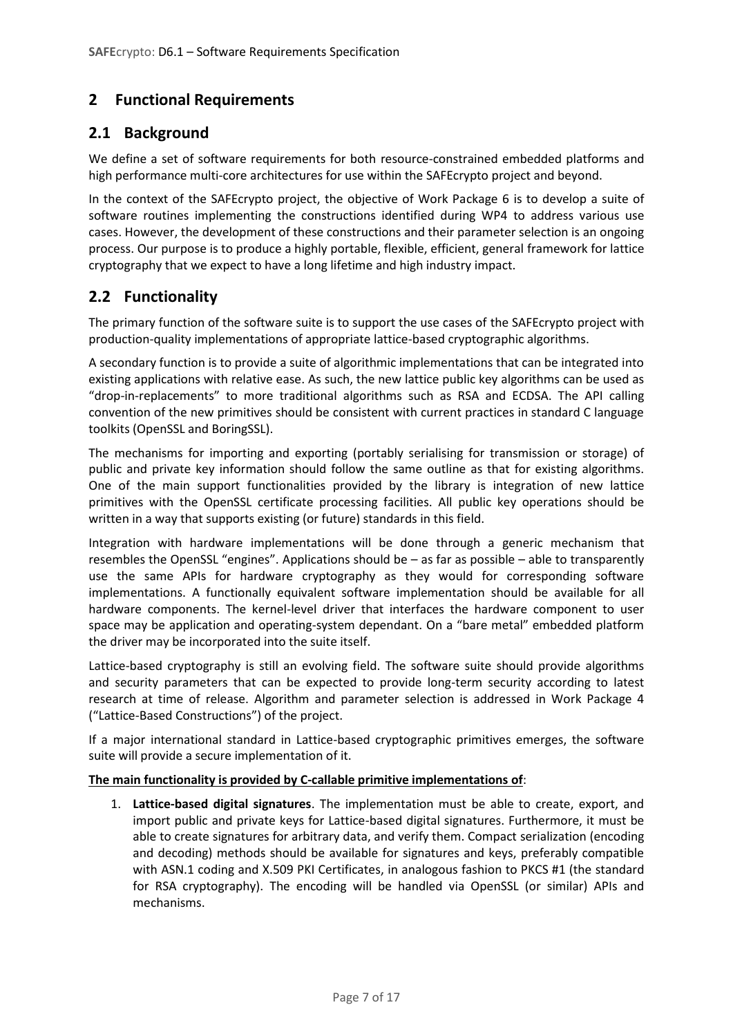## 2 Functional Requirements

### 2.1 Background

We define a set of software requirements for both resource-constrained embedded platforms and high performance multi-core architectures for use within the SAFEcrypto project and beyond.

In the context of the SAFEcrypto project, the objective of Work Package 6 is to develop a suite of software routines implementing the constructions identified during WP4 to address various use cases. However, the development of these constructions and their parameter selection is an ongoing process. Our purpose is to produce a highly portable, flexible, efficient, general framework for lattice cryptography that we expect to have a long lifetime and high industry impact.

### 2.2 Functionality

The primary function of the software suite is to support the use cases of the SAFEcrypto project with production-quality implementations of appropriate lattice-based cryptographic algorithms.

A secondary function is to provide a suite of algorithmic implementations that can be integrated into existing applications with relative ease. As such, the new lattice public key algorithms can be used as "drop-in-replacements" to more traditional algorithms such as RSA and ECDSA. The API calling convention of the new primitives should be consistent with current practices in standard C language toolkits (OpenSSL and BoringSSL).

The mechanisms for importing and exporting (portably serialising for transmission or storage) of public and private key information should follow the same outline as that for existing algorithms. One of the main support functionalities provided by the library is integration of new lattice primitives with the OpenSSL certificate processing facilities. All public key operations should be written in a way that supports existing (or future) standards in this field.

Integration with hardware implementations will be done through a generic mechanism that resembles the OpenSSL "engines". Applications should be – as far as possible – able to transparently use the same APIs for hardware cryptography as they would for corresponding software implementations. A functionally equivalent software implementation should be available for all hardware components. The kernel-level driver that interfaces the hardware component to user space may be application and operating-system dependant. On a "bare metal" embedded platform the driver may be incorporated into the suite itself.

Lattice-based cryptography is still an evolving field. The software suite should provide algorithms and security parameters that can be expected to provide long-term security according to latest research at time of release. Algorithm and parameter selection is addressed in Work Package 4 ("Lattice-Based Constructions") of the project.

If a major international standard in Lattice-based cryptographic primitives emerges, the software suite will provide a secure implementation of it.

**The main functionality is provided by C-callable primitive implementations of**:

1. **Lattice-based digital signatures**. The implementation must be able to create, export, and import public and private keys for Lattice-based digital signatures. Furthermore, it must be able to create signatures for arbitrary data, and verify them. Compact serialization (encoding and decoding) methods should be available for signatures and keys, preferably compatible with ASN.1 coding and X.509 PKI Certificates, in analogous fashion to PKCS #1 (the standard for RSA cryptography). The encoding will be handled via OpenSSL (or similar) APIs and mechanisms.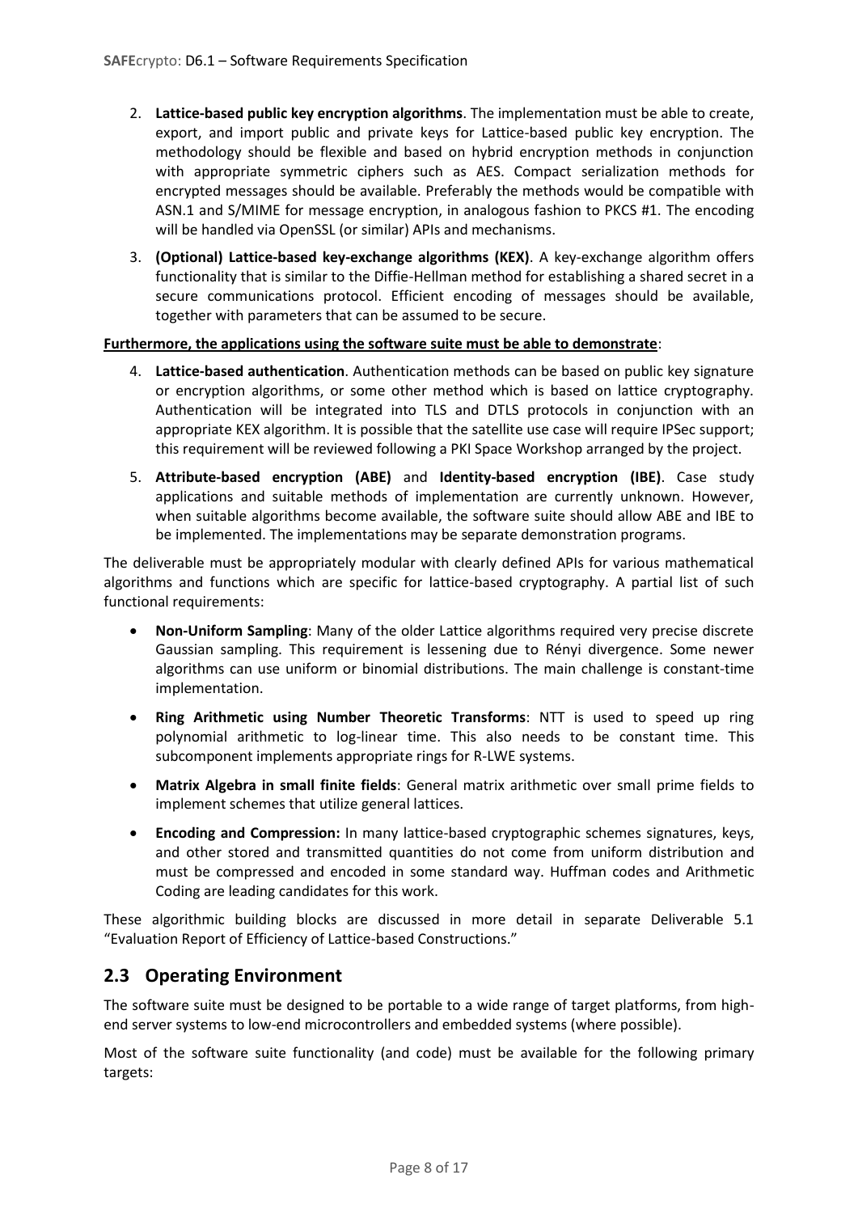2. **Lattice-based public key encryption algorithms**. The implementation must be able to create, export, and import public and private keys for Lattice-based public key encryption. The methodology should be flexible and based on hybrid encryption methods in conjunction with appropriate symmetric ciphers such as AES. Compact serialization methods for encrypted messages should be available. Preferably the methods would be compatible with ASN.1 and S/MIME for message encryption, in analogous fashion to PKCS #1. The encoding will be handled via OpenSSL (or similar) APIs and mechanisms.
3. **(Optional) Lattice-based key-exchange algorithms (KEX)**. A key-exchange algorithm offers functionality that is similar to the Diffie-Hellman method for establishing a shared secret in a secure communications protocol. Efficient encoding of messages should be available, together with parameters that can be assumed to be secure.

**Furthermore, the applications using the software suite must be able to demonstrate**:

4. **Lattice-based authentication**. Authentication methods can be based on public key signature or encryption algorithms, or some other method which is based on lattice cryptography. Authentication will be integrated into TLS and DTLS protocols in conjunction with an appropriate KEX algorithm. It is possible that the satellite use case will require IPSec support; this requirement will be reviewed following a PKI Space Workshop arranged by the project.
5. **Attribute-based encryption (ABE)** and **Identity-based encryption (IBE)**. Case study applications and suitable methods of implementation are currently unknown. However, when suitable algorithms become available, the software suite should allow ABE and IBE to be implemented. The implementations may be separate demonstration programs.

The deliverable must be appropriately modular with clearly defined APIs for various mathematical algorithms and functions which are specific for lattice-based cryptography. A partial list of such functional requirements:

- **Non-Uniform Sampling**: Many of the older Lattice algorithms required very precise discrete Gaussian sampling. This requirement is lessening due to Rényi divergence. Some newer algorithms can use uniform or binomial distributions. The main challenge is constant-time implementation.
- **Ring Arithmetic using Number Theoretic Transforms**: NTT is used to speed up ring polynomial arithmetic to log-linear time. This also needs to be constant time. This subcomponent implements appropriate rings for R-LWE systems.
- **Matrix Algebra in small finite fields**: General matrix arithmetic over small prime fields to implement schemes that utilize general lattices.
- **Encoding and Compression:** In many lattice-based cryptographic schemes signatures, keys, and other stored and transmitted quantities do not come from uniform distribution and must be compressed and encoded in some standard way. Huffman codes and Arithmetic Coding are leading candidates for this work.

These algorithmic building blocks are discussed in more detail in separate Deliverable 5.1 "Evaluation Report of Efficiency of Lattice-based Constructions."

## 2.3 Operating Environment

The software suite must be designed to be portable to a wide range of target platforms, from high-end server systems to low-end microcontrollers and embedded systems (where possible).

Most of the software suite functionality (and code) must be available for the following primary targets: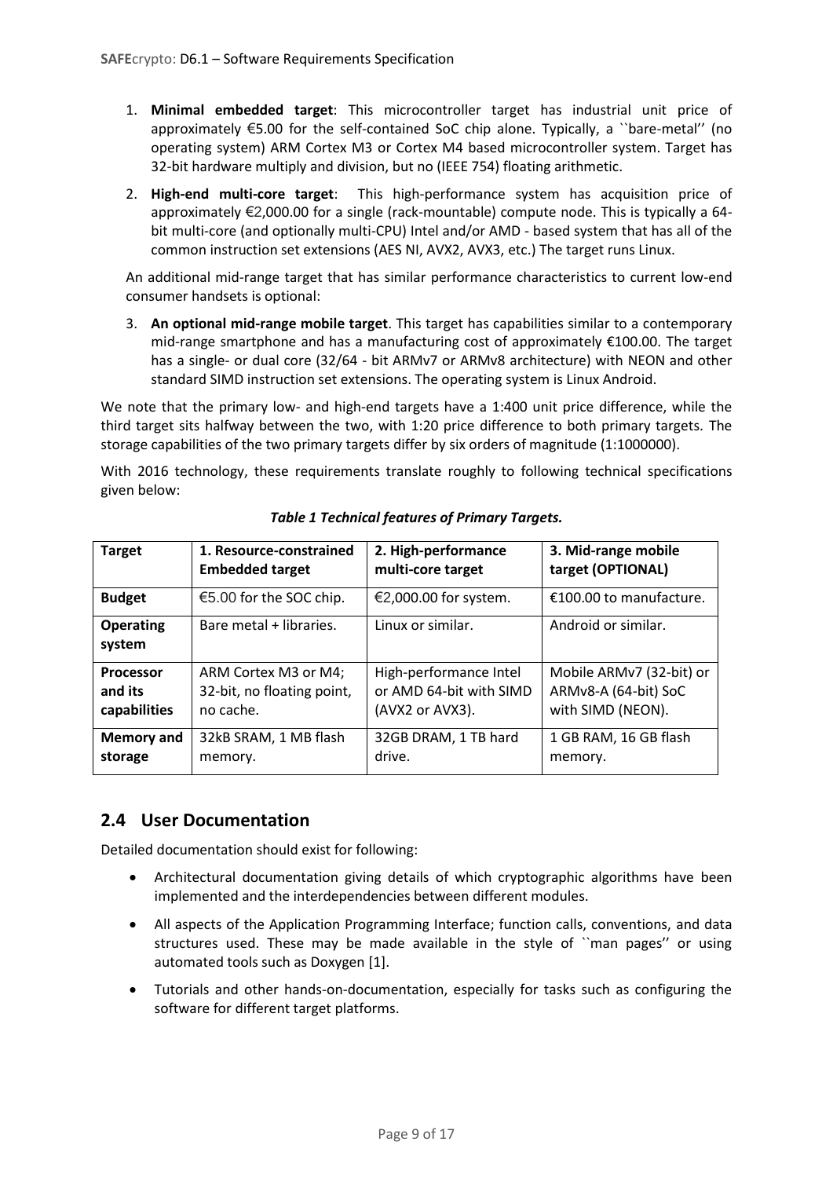1. **Minimal embedded target**: This microcontroller target has industrial unit price of approximately €5.00 for the self-contained SoC chip alone. Typically, a ``bare-metal'' (no operating system) ARM Cortex M3 or Cortex M4 based microcontroller system. Target has 32-bit hardware multiply and division, but no (IEEE 754) floating arithmetic.

2. **High-end multi-core target**: This high-performance system has acquisition price of approximately €2,000.00 for a single (rack-mountable) compute node. This is typically a 64-bit multi-core (and optionally multi-CPU) Intel and/or AMD - based system that has all of the common instruction set extensions (AES NI, AVX2, AVX3, etc.) The target runs Linux.

An additional mid-range target that has similar performance characteristics to current low-end consumer handsets is optional:

3. **An optional mid-range mobile target**. This target has capabilities similar to a contemporary mid-range smartphone and has a manufacturing cost of approximately €100.00. The target has a single- or dual core (32/64 - bit ARMv7 or ARMv8 architecture) with NEON and other standard SIMD instruction set extensions. The operating system is Linux Android.

We note that the primary low- and high-end targets have a 1:400 unit price difference, while the third target sits halfway between the two, with 1:20 price difference to both primary targets. The storage capabilities of the two primary targets differ by six orders of magnitude (1:1000000).

With 2016 technology, these requirements translate roughly to following technical specifications given below:

***Table 1 Technical features of Primary Targets.***

| **Target** | **1. Resource-constrained Embedded target** | **2. High-performance multi-core target** | **3. Mid-range mobile target (OPTIONAL)** |
|---|---|---|---|
| **Budget** | €5.00 for the SOC chip. | €2,000.00 for system. | €100.00 to manufacture. |
| **Operating system** | Bare metal + libraries. | Linux or similar. | Android or similar. |
| **Processor and its capabilities** | ARM Cortex M3 or M4; 32-bit, no floating point, no cache. | High-performance Intel or AMD 64-bit with SIMD (AVX2 or AVX3). | Mobile ARMv7 (32-bit) or ARMv8-A (64-bit) SoC with SIMD (NEON). |
| **Memory and storage** | 32kB SRAM, 1 MB flash memory. | 32GB DRAM, 1 TB hard drive. | 1 GB RAM, 16 GB flash memory. |

## 2.4 User Documentation

Detailed documentation should exist for following:

- Architectural documentation giving details of which cryptographic algorithms have been implemented and the interdependencies between different modules.
- All aspects of the Application Programming Interface; function calls, conventions, and data structures used. These may be made available in the style of ``man pages'' or using automated tools such as Doxygen [1].
- Tutorials and other hands-on-documentation, especially for tasks such as configuring the software for different target platforms.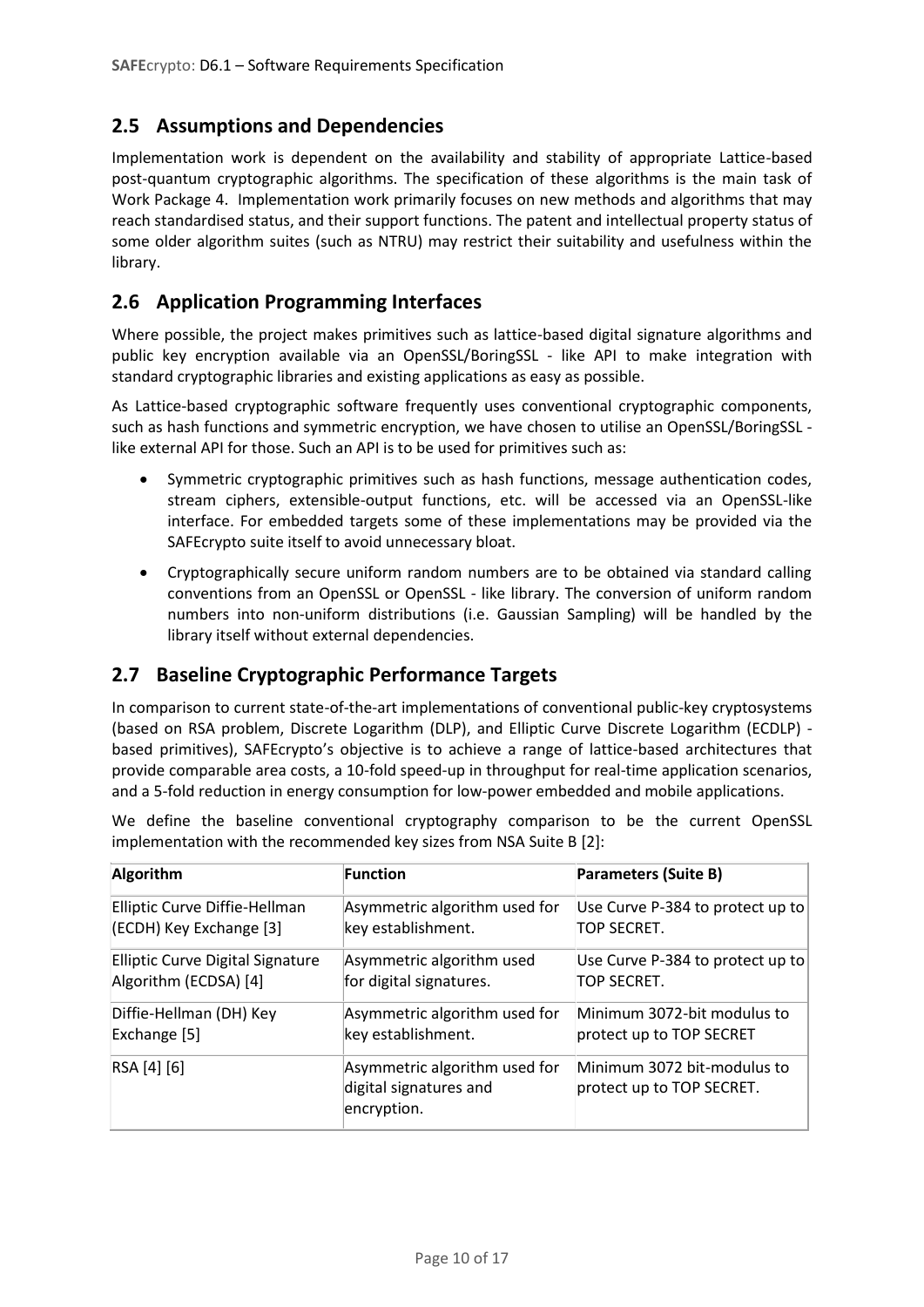## 2.5 Assumptions and Dependencies

Implementation work is dependent on the availability and stability of appropriate Lattice-based post-quantum cryptographic algorithms. The specification of these algorithms is the main task of Work Package 4. Implementation work primarily focuses on new methods and algorithms that may reach standardised status, and their support functions. The patent and intellectual property status of some older algorithm suites (such as NTRU) may restrict their suitability and usefulness within the library.

## 2.6 Application Programming Interfaces

Where possible, the project makes primitives such as lattice-based digital signature algorithms and public key encryption available via an OpenSSL/BoringSSL - like API to make integration with standard cryptographic libraries and existing applications as easy as possible.

As Lattice-based cryptographic software frequently uses conventional cryptographic components, such as hash functions and symmetric encryption, we have chosen to utilise an OpenSSL/BoringSSL - like external API for those. Such an API is to be used for primitives such as:

- Symmetric cryptographic primitives such as hash functions, message authentication codes, stream ciphers, extensible-output functions, etc. will be accessed via an OpenSSL-like interface. For embedded targets some of these implementations may be provided via the SAFEcrypto suite itself to avoid unnecessary bloat.
- Cryptographically secure uniform random numbers are to be obtained via standard calling conventions from an OpenSSL or OpenSSL - like library. The conversion of uniform random numbers into non-uniform distributions (i.e. Gaussian Sampling) will be handled by the library itself without external dependencies.

## 2.7 Baseline Cryptographic Performance Targets

In comparison to current state-of-the-art implementations of conventional public-key cryptosystems (based on RSA problem, Discrete Logarithm (DLP), and Elliptic Curve Discrete Logarithm (ECDLP) - based primitives), SAFEcrypto's objective is to achieve a range of lattice-based architectures that provide comparable area costs, a 10-fold speed-up in throughput for real-time application scenarios, and a 5-fold reduction in energy consumption for low-power embedded and mobile applications.

We define the baseline conventional cryptography comparison to be the current OpenSSL implementation with the recommended key sizes from NSA Suite B [2]:

| Algorithm | Function | Parameters (Suite B) |
|---|---|---|
| Elliptic Curve Diffie-Hellman (ECDH) Key Exchange [3] | Asymmetric algorithm used for key establishment. | Use Curve P-384 to protect up to TOP SECRET. |
| Elliptic Curve Digital Signature Algorithm (ECDSA) [4] | Asymmetric algorithm used for digital signatures. | Use Curve P-384 to protect up to TOP SECRET. |
| Diffie-Hellman (DH) Key Exchange [5] | Asymmetric algorithm used for key establishment. | Minimum 3072-bit modulus to protect up to TOP SECRET |
| RSA [4] [6] | Asymmetric algorithm used for digital signatures and encryption. | Minimum 3072 bit-modulus to protect up to TOP SECRET. |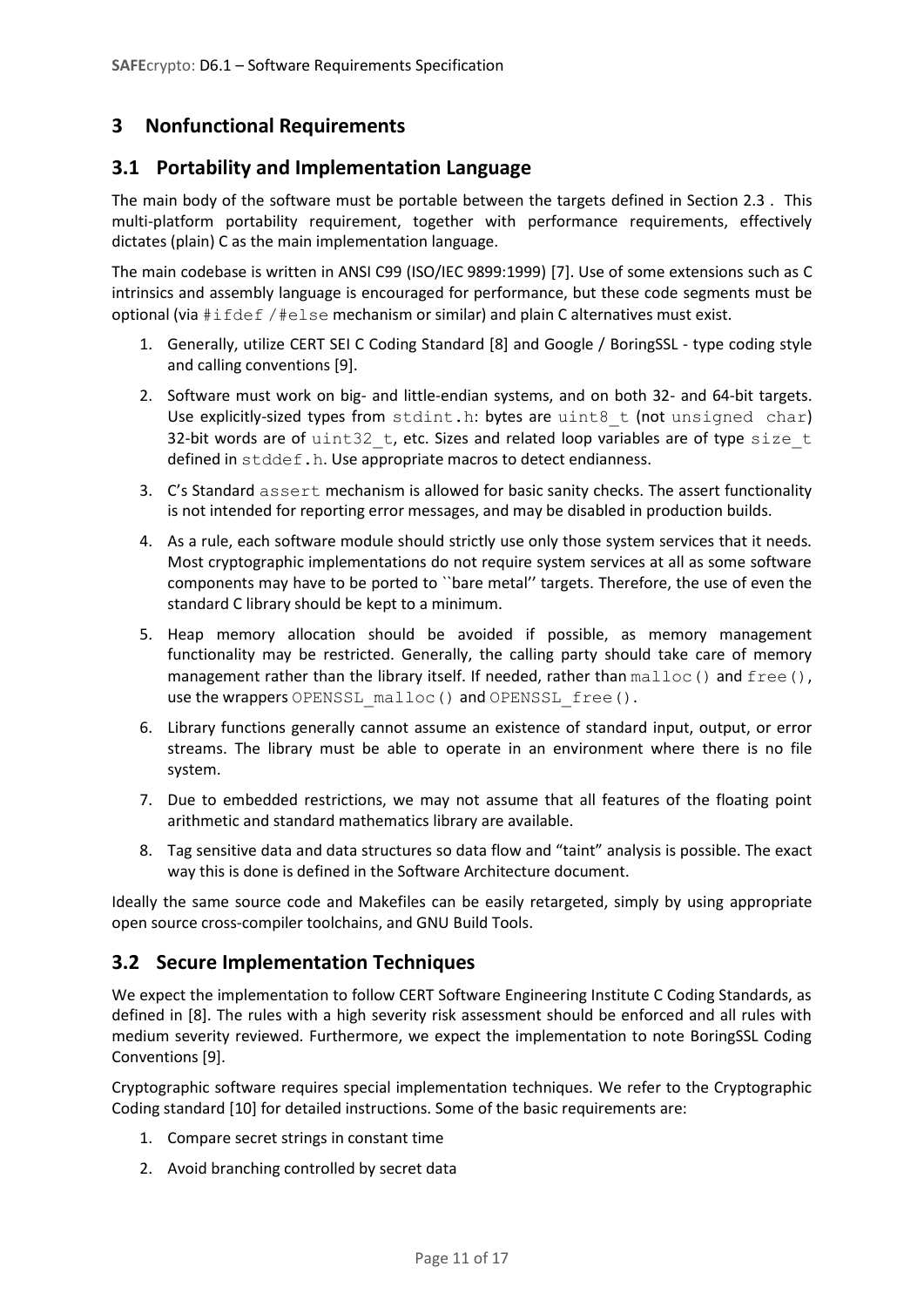# 3 Nonfunctional Requirements

## 3.1 Portability and Implementation Language

The main body of the software must be portable between the targets defined in Section 2.3 . This multi-platform portability requirement, together with performance requirements, effectively dictates (plain) C as the main implementation language.

The main codebase is written in ANSI C99 (ISO/IEC 9899:1999) [7]. Use of some extensions such as C intrinsics and assembly language is encouraged for performance, but these code segments must be optional (via `#ifdef /#else` mechanism or similar) and plain C alternatives must exist.

1. Generally, utilize CERT SEI C Coding Standard [8] and Google / BoringSSL - type coding style and calling conventions [9].
2. Software must work on big- and little-endian systems, and on both 32- and 64-bit targets. Use explicitly-sized types from `stdint.h`: bytes are `uint8_t` (not `unsigned char`) 32-bit words are of `uint32_t`, etc. Sizes and related loop variables are of type `size_t` defined in `stddef.h`. Use appropriate macros to detect endianness.
3. C's Standard `assert` mechanism is allowed for basic sanity checks. The assert functionality is not intended for reporting error messages, and may be disabled in production builds.
4. As a rule, each software module should strictly use only those system services that it needs. Most cryptographic implementations do not require system services at all as some software components may have to be ported to ``bare metal'' targets. Therefore, the use of even the standard C library should be kept to a minimum.
5. Heap memory allocation should be avoided if possible, as memory management functionality may be restricted. Generally, the calling party should take care of memory management rather than the library itself. If needed, rather than `malloc()` and `free()`, use the wrappers `OPENSSL_malloc()` and `OPENSSL_free()`.
6. Library functions generally cannot assume an existence of standard input, output, or error streams. The library must be able to operate in an environment where there is no file system.
7. Due to embedded restrictions, we may not assume that all features of the floating point arithmetic and standard mathematics library are available.
8. Tag sensitive data and data structures so data flow and "taint" analysis is possible. The exact way this is done is defined in the Software Architecture document.

Ideally the same source code and Makefiles can be easily retargeted, simply by using appropriate open source cross-compiler toolchains, and GNU Build Tools.

## 3.2 Secure Implementation Techniques

We expect the implementation to follow CERT Software Engineering Institute C Coding Standards, as defined in [8]. The rules with a high severity risk assessment should be enforced and all rules with medium severity reviewed. Furthermore, we expect the implementation to note BoringSSL Coding Conventions [9].

Cryptographic software requires special implementation techniques. We refer to the Cryptographic Coding standard [10] for detailed instructions. Some of the basic requirements are:

1. Compare secret strings in constant time
2. Avoid branching controlled by secret data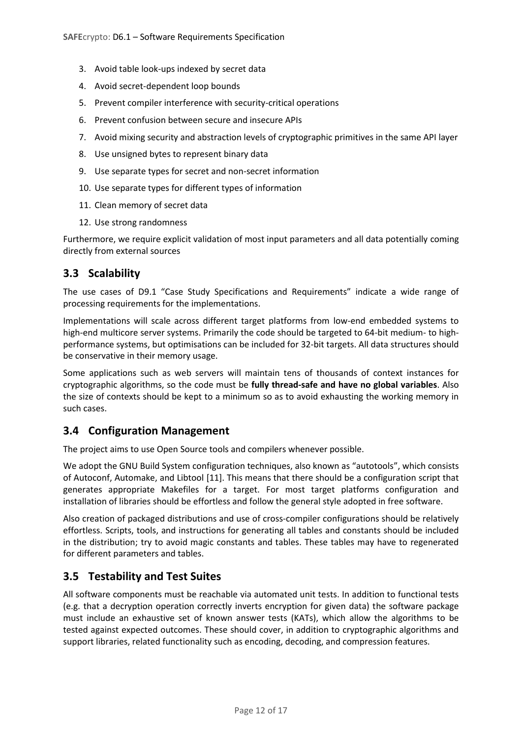3. Avoid table look-ups indexed by secret data
4. Avoid secret-dependent loop bounds
5. Prevent compiler interference with security-critical operations
6. Prevent confusion between secure and insecure APIs
7. Avoid mixing security and abstraction levels of cryptographic primitives in the same API layer
8. Use unsigned bytes to represent binary data
9. Use separate types for secret and non-secret information
10. Use separate types for different types of information
11. Clean memory of secret data
12. Use strong randomness

Furthermore, we require explicit validation of most input parameters and all data potentially coming directly from external sources

## 3.3 Scalability

The use cases of D9.1 "Case Study Specifications and Requirements" indicate a wide range of processing requirements for the implementations.

Implementations will scale across different target platforms from low-end embedded systems to high-end multicore server systems. Primarily the code should be targeted to 64-bit medium- to high-performance systems, but optimisations can be included for 32-bit targets. All data structures should be conservative in their memory usage.

Some applications such as web servers will maintain tens of thousands of context instances for cryptographic algorithms, so the code must be **fully thread-safe and have no global variables**. Also the size of contexts should be kept to a minimum so as to avoid exhausting the working memory in such cases.

## 3.4 Configuration Management

The project aims to use Open Source tools and compilers whenever possible.

We adopt the GNU Build System configuration techniques, also known as "autotools", which consists of Autoconf, Automake, and Libtool [11]. This means that there should be a configuration script that generates appropriate Makefiles for a target. For most target platforms configuration and installation of libraries should be effortless and follow the general style adopted in free software.

Also creation of packaged distributions and use of cross-compiler configurations should be relatively effortless. Scripts, tools, and instructions for generating all tables and constants should be included in the distribution; try to avoid magic constants and tables. These tables may have to regenerated for different parameters and tables.

## 3.5 Testability and Test Suites

All software components must be reachable via automated unit tests. In addition to functional tests (e.g. that a decryption operation correctly inverts encryption for given data) the software package must include an exhaustive set of known answer tests (KATs), which allow the algorithms to be tested against expected outcomes. These should cover, in addition to cryptographic algorithms and support libraries, related functionality such as encoding, decoding, and compression features.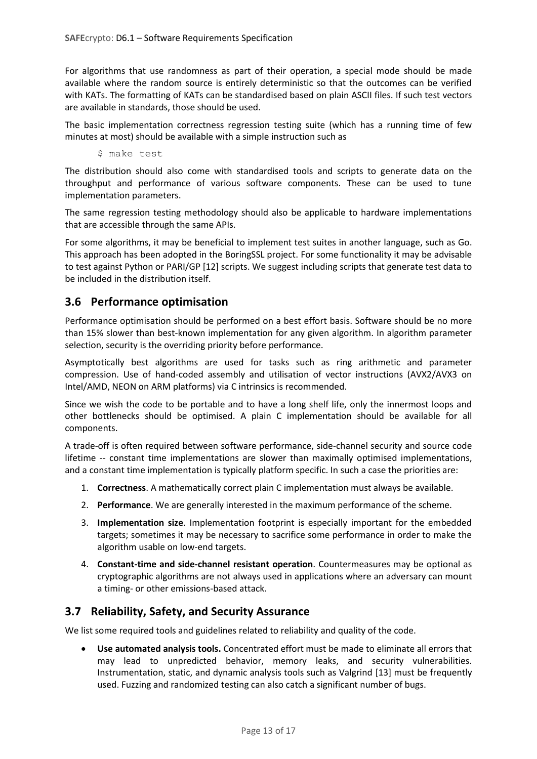For algorithms that use randomness as part of their operation, a special mode should be made available where the random source is entirely deterministic so that the outcomes can be verified with KATs. The formatting of KATs can be standardised based on plain ASCII files. If such test vectors are available in standards, those should be used.

The basic implementation correctness regression testing suite (which has a running time of few minutes at most) should be available with a simple instruction such as

```
$ make test
```

The distribution should also come with standardised tools and scripts to generate data on the throughput and performance of various software components. These can be used to tune implementation parameters.

The same regression testing methodology should also be applicable to hardware implementations that are accessible through the same APIs.

For some algorithms, it may be beneficial to implement test suites in another language, such as Go. This approach has been adopted in the BoringSSL project. For some functionality it may be advisable to test against Python or PARI/GP [12] scripts. We suggest including scripts that generate test data to be included in the distribution itself.

## 3.6 Performance optimisation

Performance optimisation should be performed on a best effort basis. Software should be no more than 15% slower than best-known implementation for any given algorithm. In algorithm parameter selection, security is the overriding priority before performance.

Asymptotically best algorithms are used for tasks such as ring arithmetic and parameter compression. Use of hand-coded assembly and utilisation of vector instructions (AVX2/AVX3 on Intel/AMD, NEON on ARM platforms) via C intrinsics is recommended.

Since we wish the code to be portable and to have a long shelf life, only the innermost loops and other bottlenecks should be optimised. A plain C implementation should be available for all components.

A trade-off is often required between software performance, side-channel security and source code lifetime -- constant time implementations are slower than maximally optimised implementations, and a constant time implementation is typically platform specific. In such a case the priorities are:

1. **Correctness**. A mathematically correct plain C implementation must always be available.
2. **Performance**. We are generally interested in the maximum performance of the scheme.
3. **Implementation size**. Implementation footprint is especially important for the embedded targets; sometimes it may be necessary to sacrifice some performance in order to make the algorithm usable on low-end targets.
4. **Constant-time and side-channel resistant operation**. Countermeasures may be optional as cryptographic algorithms are not always used in applications where an adversary can mount a timing- or other emissions-based attack.

## 3.7 Reliability, Safety, and Security Assurance

We list some required tools and guidelines related to reliability and quality of the code.

- **Use automated analysis tools.** Concentrated effort must be made to eliminate all errors that may lead to unpredicted behavior, memory leaks, and security vulnerabilities. Instrumentation, static, and dynamic analysis tools such as Valgrind [13] must be frequently used. Fuzzing and randomized testing can also catch a significant number of bugs.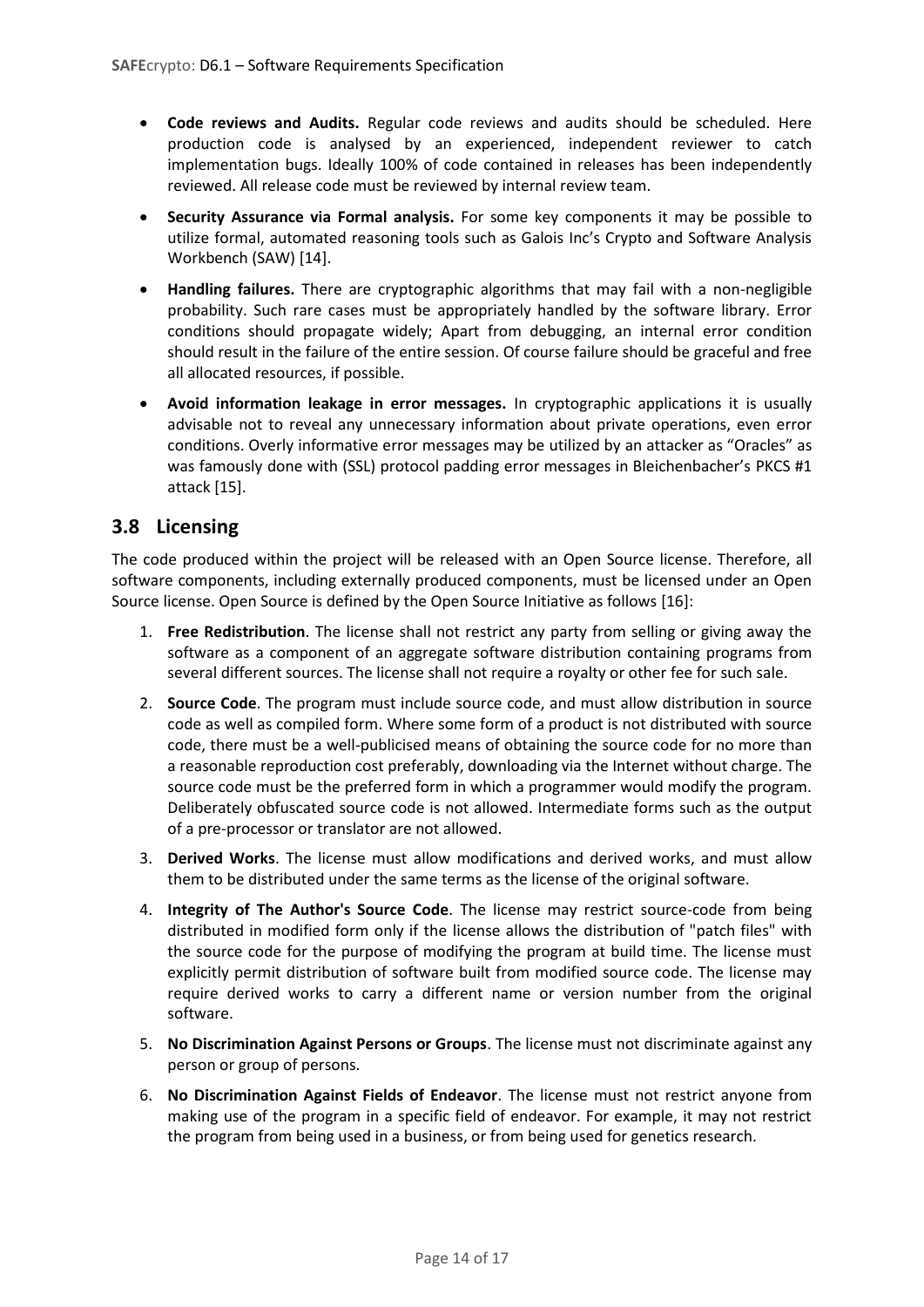- **Code reviews and Audits.** Regular code reviews and audits should be scheduled. Here production code is analysed by an experienced, independent reviewer to catch implementation bugs. Ideally 100% of code contained in releases has been independently reviewed. All release code must be reviewed by internal review team.
- **Security Assurance via Formal analysis.** For some key components it may be possible to utilize formal, automated reasoning tools such as Galois Inc's Crypto and Software Analysis Workbench (SAW) [14].
- **Handling failures.** There are cryptographic algorithms that may fail with a non-negligible probability. Such rare cases must be appropriately handled by the software library. Error conditions should propagate widely; Apart from debugging, an internal error condition should result in the failure of the entire session. Of course failure should be graceful and free all allocated resources, if possible.
- **Avoid information leakage in error messages.** In cryptographic applications it is usually advisable not to reveal any unnecessary information about private operations, even error conditions. Overly informative error messages may be utilized by an attacker as "Oracles" as was famously done with (SSL) protocol padding error messages in Bleichenbacher's PKCS #1 attack [15].

## 3.8 Licensing

The code produced within the project will be released with an Open Source license. Therefore, all software components, including externally produced components, must be licensed under an Open Source license. Open Source is defined by the Open Source Initiative as follows [16]:

1. **Free Redistribution**. The license shall not restrict any party from selling or giving away the software as a component of an aggregate software distribution containing programs from several different sources. The license shall not require a royalty or other fee for such sale.
2. **Source Code**. The program must include source code, and must allow distribution in source code as well as compiled form. Where some form of a product is not distributed with source code, there must be a well-publicised means of obtaining the source code for no more than a reasonable reproduction cost preferably, downloading via the Internet without charge. The source code must be the preferred form in which a programmer would modify the program. Deliberately obfuscated source code is not allowed. Intermediate forms such as the output of a pre-processor or translator are not allowed.
3. **Derived Works**. The license must allow modifications and derived works, and must allow them to be distributed under the same terms as the license of the original software.
4. **Integrity of The Author's Source Code**. The license may restrict source-code from being distributed in modified form only if the license allows the distribution of "patch files" with the source code for the purpose of modifying the program at build time. The license must explicitly permit distribution of software built from modified source code. The license may require derived works to carry a different name or version number from the original software.
5. **No Discrimination Against Persons or Groups**. The license must not discriminate against any person or group of persons.
6. **No Discrimination Against Fields of Endeavor**. The license must not restrict anyone from making use of the program in a specific field of endeavor. For example, it may not restrict the program from being used in a business, or from being used for genetics research.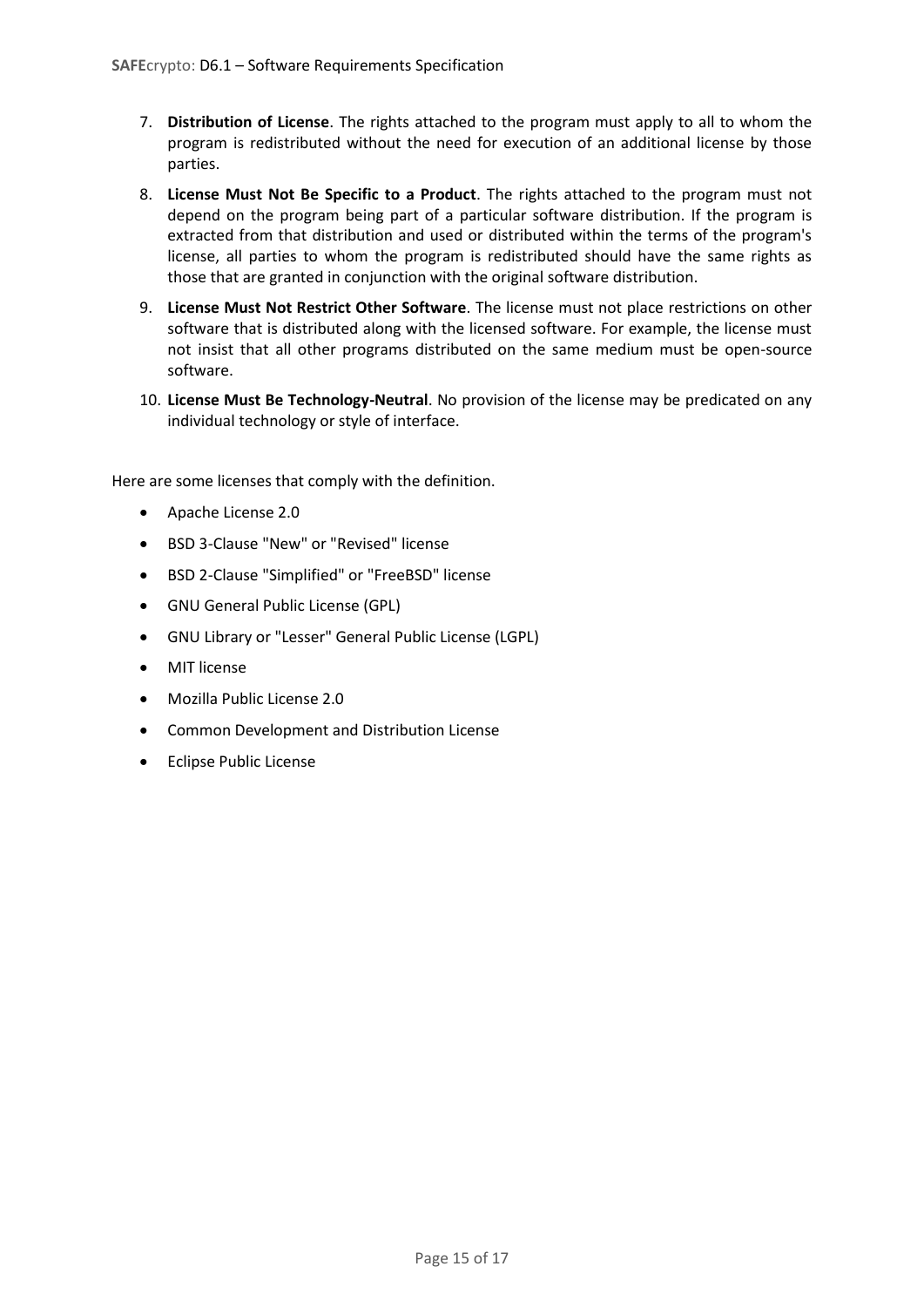7. **Distribution of License**. The rights attached to the program must apply to all to whom the program is redistributed without the need for execution of an additional license by those parties.
8. **License Must Not Be Specific to a Product**. The rights attached to the program must not depend on the program being part of a particular software distribution. If the program is extracted from that distribution and used or distributed within the terms of the program's license, all parties to whom the program is redistributed should have the same rights as those that are granted in conjunction with the original software distribution.
9. **License Must Not Restrict Other Software**. The license must not place restrictions on other software that is distributed along with the licensed software. For example, the license must not insist that all other programs distributed on the same medium must be open-source software.
10. **License Must Be Technology-Neutral**. No provision of the license may be predicated on any individual technology or style of interface.

Here are some licenses that comply with the definition.

- Apache License 2.0
- BSD 3-Clause "New" or "Revised" license
- BSD 2-Clause "Simplified" or "FreeBSD" license
- GNU General Public License (GPL)
- GNU Library or "Lesser" General Public License (LGPL)
- MIT license
- Mozilla Public License 2.0
- Common Development and Distribution License
- Eclipse Public License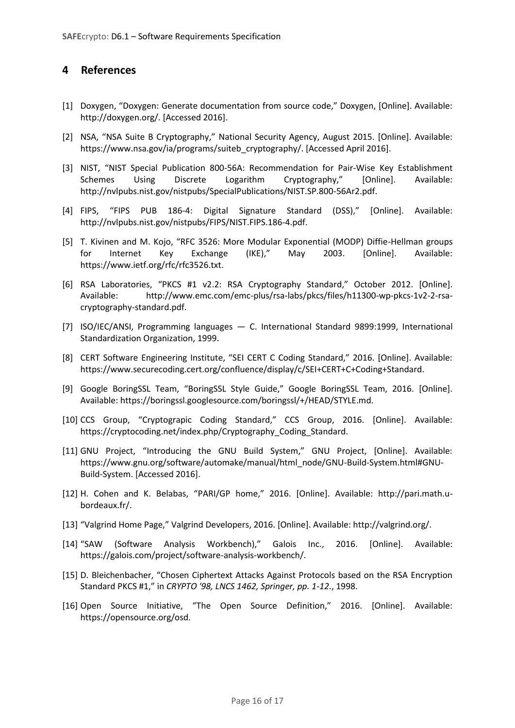# 4 References

[1] Doxygen, "Doxygen: Generate documentation from source code," Doxygen, [Online]. Available: http://doxygen.org/. [Accessed 2016].

[2] NSA, "NSA Suite B Cryptography," National Security Agency, August 2015. [Online]. Available: https://www.nsa.gov/ia/programs/suiteb_cryptography/. [Accessed April 2016].

[3] NIST, "NIST Special Publication 800-56A: Recommendation for Pair-Wise Key Establishment Schemes Using Discrete Logarithm Cryptography," [Online]. Available: http://nvlpubs.nist.gov/nistpubs/SpecialPublications/NIST.SP.800-56Ar2.pdf.

[4] FIPS, "FIPS PUB 186-4: Digital Signature Standard (DSS)," [Online]. Available: http://nvlpubs.nist.gov/nistpubs/FIPS/NIST.FIPS.186-4.pdf.

[5] T. Kivinen and M. Kojo, "RFC 3526: More Modular Exponential (MODP) Diffie-Hellman groups for Internet Key Exchange (IKE)," May 2003. [Online]. Available: https://www.ietf.org/rfc/rfc3526.txt.

[6] RSA Laboratories, "PKCS #1 v2.2: RSA Cryptography Standard," October 2012. [Online]. Available: http://www.emc.com/emc-plus/rsa-labs/pkcs/files/h11300-wp-pkcs-1v2-2-rsa-cryptography-standard.pdf.

[7] ISO/IEC/ANSI, Programming languages — C. International Standard 9899:1999, International Standardization Organization, 1999.

[8] CERT Software Engineering Institute, "SEI CERT C Coding Standard," 2016. [Online]. Available: https://www.securecoding.cert.org/confluence/display/c/SEI+CERT+C+Coding+Standard.

[9] Google BoringSSL Team, "BoringSSL Style Guide," Google BoringSSL Team, 2016. [Online]. Available: https://boringssl.googlesource.com/boringssl/+/HEAD/STYLE.md.

[10] CCS Group, "Cryptograpic Coding Standard," CCS Group, 2016. [Online]. Available: https://cryptocoding.net/index.php/Cryptography_Coding_Standard.

[11] GNU Project, "Introducing the GNU Build System," GNU Project, [Online]. Available: https://www.gnu.org/software/automake/manual/html_node/GNU-Build-System.html#GNU-Build-System. [Accessed 2016].

[12] H. Cohen and K. Belabas, "PARI/GP home," 2016. [Online]. Available: http://pari.math.u-bordeaux.fr/.

[13] "Valgrind Home Page," Valgrind Developers, 2016. [Online]. Available: http://valgrind.org/.

[14] "SAW (Software Analysis Workbench)," Galois Inc., 2016. [Online]. Available: https://galois.com/project/software-analysis-workbench/.

[15] D. Bleichenbacher, "Chosen Ciphertext Attacks Against Protocols based on the RSA Encryption Standard PKCS #1," in *CRYPTO '98, LNCS 1462, Springer, pp. 1-12.*, 1998.

[16] Open Source Initiative, "The Open Source Definition," 2016. [Online]. Available: https://opensource.org/osd.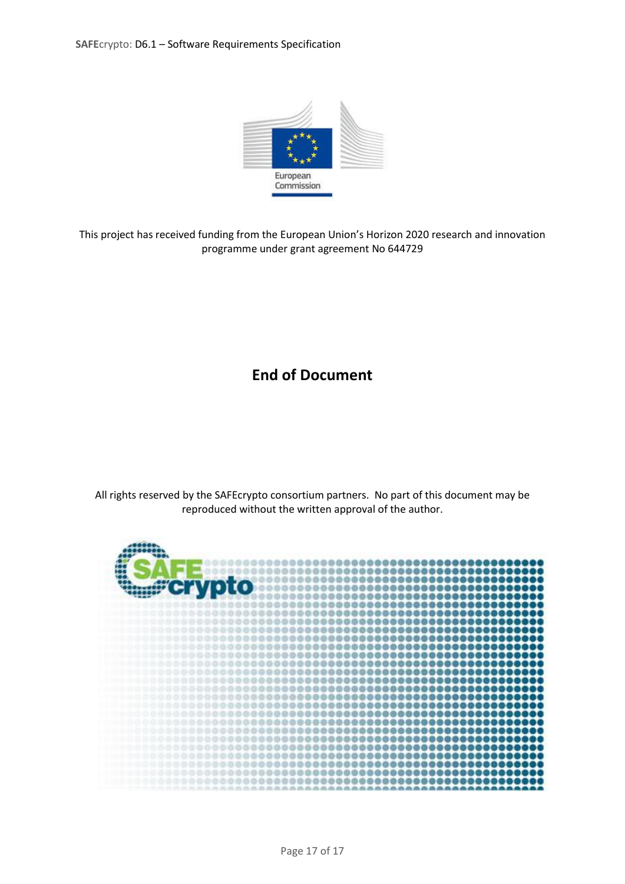This project has received funding from the European Union's Horizon 2020 research and innovation programme under grant agreement No 644729

## End of Document

All rights reserved by the SAFEcrypto consortium partners. No part of this document may be reproduced without the written approval of the author.